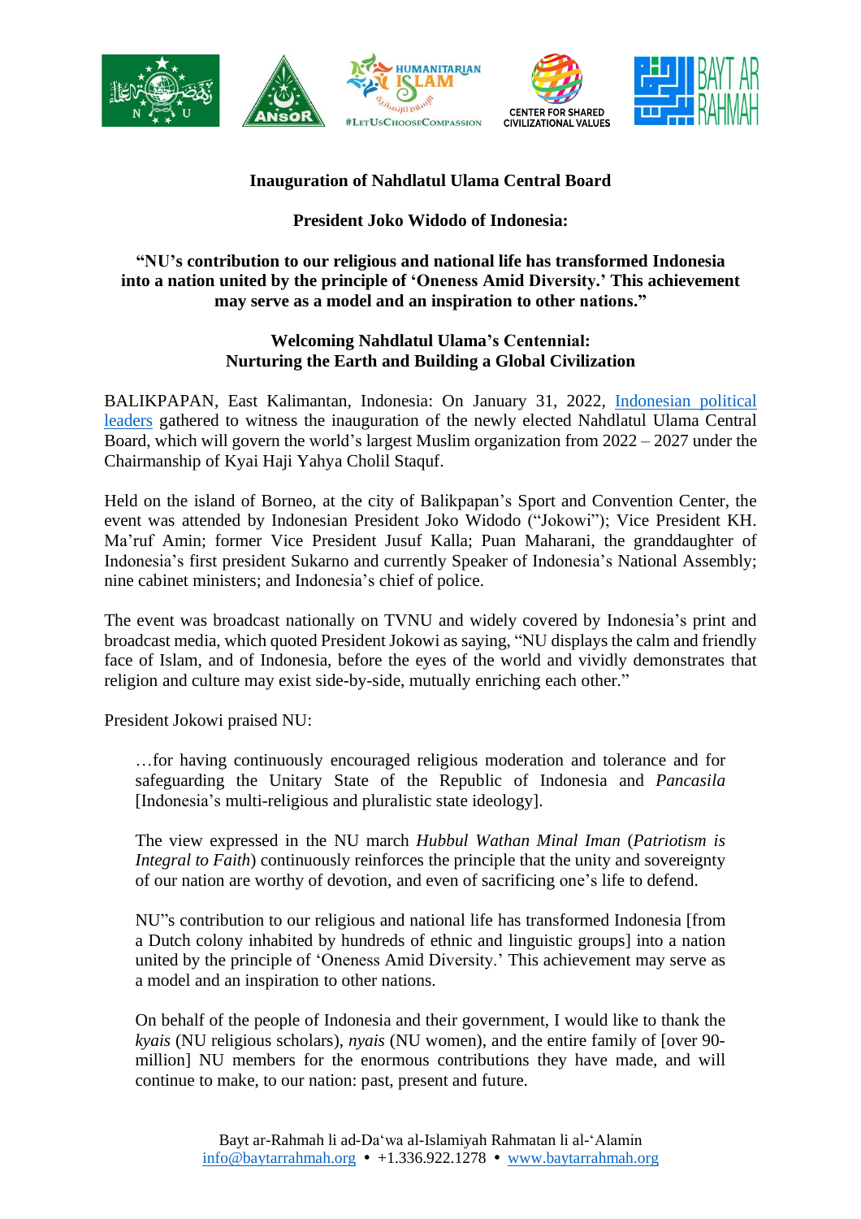**Inauguration of Nahdlatul Ulama Central Board**

**President Joko Widodo of Indonesia:**

**"NU's contribution to our religious and national life has transformed Indonesia into a nation united by the principle of 'Oneness Amid Diversity.' This achievement may serve as a model and an inspiration to other nations."**

**Welcoming Nahdlatul Ulama's Centennial:**
**Nurturing the Earth and Building a Global Civilization**

BALIKPAPAN, East Kalimantan, Indonesia: On January 31, 2022, Indonesian political leaders gathered to witness the inauguration of the newly elected Nahdlatul Ulama Central Board, which will govern the world's largest Muslim organization from 2022 – 2027 under the Chairmanship of Kyai Haji Yahya Cholil Staquf.

Held on the island of Borneo, at the city of Balikpapan's Sport and Convention Center, the event was attended by Indonesian President Joko Widodo ("Jokowi"); Vice President KH. Ma'ruf Amin; former Vice President Jusuf Kalla; Puan Maharani, the granddaughter of Indonesia's first president Sukarno and currently Speaker of Indonesia's National Assembly; nine cabinet ministers; and Indonesia's chief of police.

The event was broadcast nationally on TVNU and widely covered by Indonesia's print and broadcast media, which quoted President Jokowi as saying, "NU displays the calm and friendly face of Islam, and of Indonesia, before the eyes of the world and vividly demonstrates that religion and culture may exist side-by-side, mutually enriching each other."

President Jokowi praised NU:

> …for having continuously encouraged religious moderation and tolerance and for safeguarding the Unitary State of the Republic of Indonesia and *Pancasila* [Indonesia's multi-religious and pluralistic state ideology].
>
> The view expressed in the NU march *Hubbul Wathan Minal Iman* (*Patriotism is Integral to Faith*) continuously reinforces the principle that the unity and sovereignty of our nation are worthy of devotion, and even of sacrificing one's life to defend.
>
> NU"s contribution to our religious and national life has transformed Indonesia [from a Dutch colony inhabited by hundreds of ethnic and linguistic groups] into a nation united by the principle of 'Oneness Amid Diversity.' This achievement may serve as a model and an inspiration to other nations.
>
> On behalf of the people of Indonesia and their government, I would like to thank the *kyais* (NU religious scholars), *nyais* (NU women), and the entire family of [over 90-million] NU members for the enormous contributions they have made, and will continue to make, to our nation: past, present and future.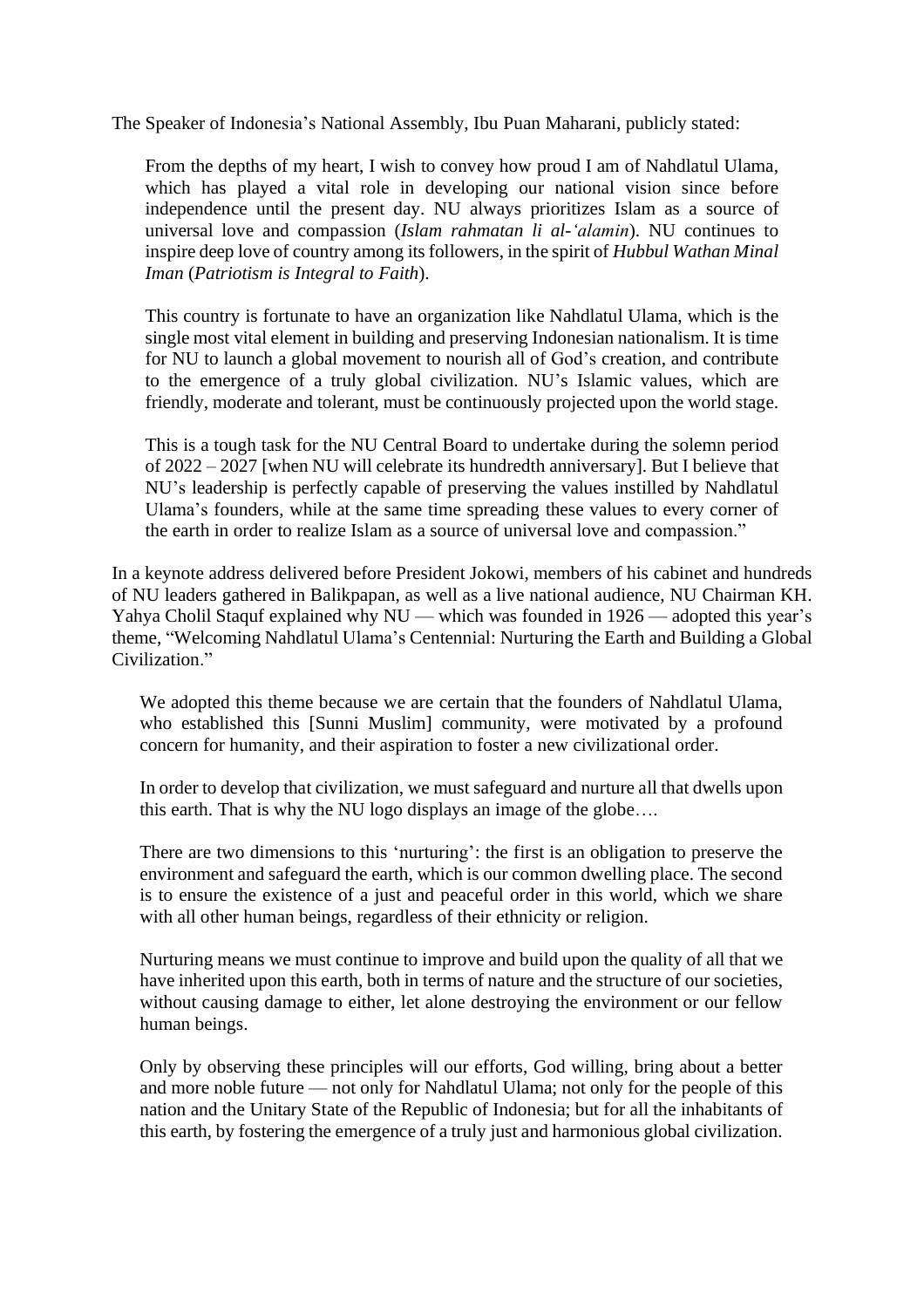The Speaker of Indonesia's National Assembly, Ibu Puan Maharani, publicly stated:

> From the depths of my heart, I wish to convey how proud I am of Nahdlatul Ulama, which has played a vital role in developing our national vision since before independence until the present day. NU always prioritizes Islam as a source of universal love and compassion (*Islam rahmatan li al-'alamin*). NU continues to inspire deep love of country among its followers, in the spirit of *Hubbul Wathan Minal Iman* (*Patriotism is Integral to Faith*).
>
> This country is fortunate to have an organization like Nahdlatul Ulama, which is the single most vital element in building and preserving Indonesian nationalism. It is time for NU to launch a global movement to nourish all of God's creation, and contribute to the emergence of a truly global civilization. NU's Islamic values, which are friendly, moderate and tolerant, must be continuously projected upon the world stage.
>
> This is a tough task for the NU Central Board to undertake during the solemn period of 2022 – 2027 [when NU will celebrate its hundredth anniversary]. But I believe that NU's leadership is perfectly capable of preserving the values instilled by Nahdlatul Ulama's founders, while at the same time spreading these values to every corner of the earth in order to realize Islam as a source of universal love and compassion."

In a keynote address delivered before President Jokowi, members of his cabinet and hundreds of NU leaders gathered in Balikpapan, as well as a live national audience, NU Chairman KH. Yahya Cholil Staquf explained why NU — which was founded in 1926 — adopted this year's theme, "Welcoming Nahdlatul Ulama's Centennial: Nurturing the Earth and Building a Global Civilization."

> We adopted this theme because we are certain that the founders of Nahdlatul Ulama, who established this [Sunni Muslim] community, were motivated by a profound concern for humanity, and their aspiration to foster a new civilizational order.
>
> In order to develop that civilization, we must safeguard and nurture all that dwells upon this earth. That is why the NU logo displays an image of the globe….
>
> There are two dimensions to this 'nurturing': the first is an obligation to preserve the environment and safeguard the earth, which is our common dwelling place. The second is to ensure the existence of a just and peaceful order in this world, which we share with all other human beings, regardless of their ethnicity or religion.
>
> Nurturing means we must continue to improve and build upon the quality of all that we have inherited upon this earth, both in terms of nature and the structure of our societies, without causing damage to either, let alone destroying the environment or our fellow human beings.
>
> Only by observing these principles will our efforts, God willing, bring about a better and more noble future — not only for Nahdlatul Ulama; not only for the people of this nation and the Unitary State of the Republic of Indonesia; but for all the inhabitants of this earth, by fostering the emergence of a truly just and harmonious global civilization.